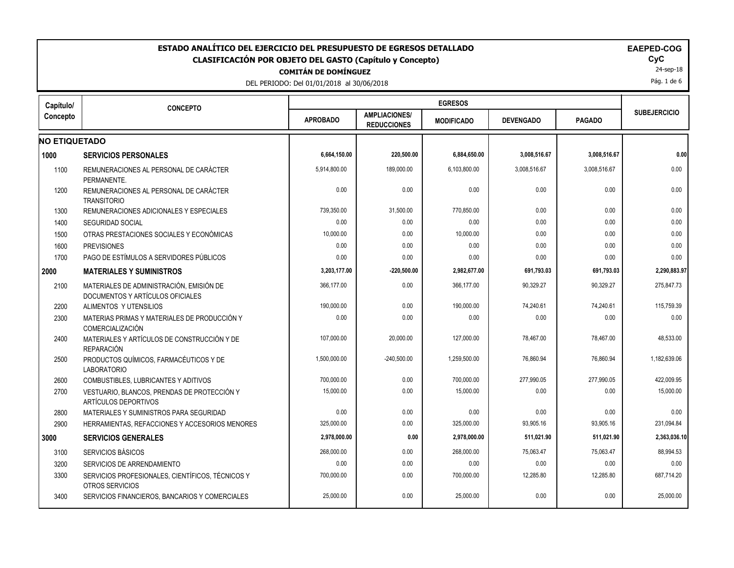# ESTADO ANALÍTICO DEL EJERCICIO DEL PRESUPUESTO DE EGRESOS DETALLADO

## CLASIFICACIÓN POR OBJETO DEL GASTO (Capítulo y Concepto)

**COMITÁN DE DOMÍNGUEZ**

DEL PERIODO: Del 01/01/2018 al 30/06/2018

**EAPED-COG**
**CyC**
24-sep-18

| Capítulo/ Concepto | CONCEPTO | EGRESOS | | | | | SUBEJERCICIO |
|---|---|---|---|---|---|---|---|
| | | APROBADO | AMPLIACIONES/ REDUCCIONES | MODIFICADO | DEVENGADO | PAGADO | |
| **NO ETIQUETADO** | | | | | | | |
| **1000** | **SERVICIOS PERSONALES** | **6,664,150.00** | **220,500.00** | **6,884,650.00** | **3,008,516.67** | **3,008,516.67** | **0.00** |
| 1100 | REMUNERACIONES AL PERSONAL DE CARÁCTER PERMANENTE. | 5,914,800.00 | 189,000.00 | 6,103,800.00 | 3,008,516.67 | 3,008,516.67 | 0.00 |
| 1200 | REMUNERACIONES AL PERSONAL DE CARÁCTER TRANSITORIO | 0.00 | 0.00 | 0.00 | 0.00 | 0.00 | 0.00 |
| 1300 | REMUNERACIONES ADICIONALES Y ESPECIALES | 739,350.00 | 31,500.00 | 770,850.00 | 0.00 | 0.00 | 0.00 |
| 1400 | SEGURIDAD SOCIAL | 0.00 | 0.00 | 0.00 | 0.00 | 0.00 | 0.00 |
| 1500 | OTRAS PRESTACIONES SOCIALES Y ECONÓMICAS | 10,000.00 | 0.00 | 10,000.00 | 0.00 | 0.00 | 0.00 |
| 1600 | PREVISIONES | 0.00 | 0.00 | 0.00 | 0.00 | 0.00 | 0.00 |
| 1700 | PAGO DE ESTÍMULOS A SERVIDORES PÚBLICOS | 0.00 | 0.00 | 0.00 | 0.00 | 0.00 | 0.00 |
| **2000** | **MATERIALES Y SUMINISTROS** | **3,203,177.00** | **-220,500.00** | **2,982,677.00** | **691,793.03** | **691,793.03** | **2,290,883.97** |
| 2100 | MATERIALES DE ADMINISTRACIÓN, EMISIÓN DE DOCUMENTOS Y ARTÍCULOS OFICIALES | 366,177.00 | 0.00 | 366,177.00 | 90,329.27 | 90,329.27 | 275,847.73 |
| 2200 | ALIMENTOS Y UTENSILIOS | 190,000.00 | 0.00 | 190,000.00 | 74,240.61 | 74,240.61 | 115,759.39 |
| 2300 | MATERIAS PRIMAS Y MATERIALES DE PRODUCCIÓN Y COMERCIALIZACIÓN | 0.00 | 0.00 | 0.00 | 0.00 | 0.00 | 0.00 |
| 2400 | MATERIALES Y ARTÍCULOS DE CONSTRUCCIÓN Y DE REPARACIÓN | 107,000.00 | 20,000.00 | 127,000.00 | 78,467.00 | 78,467.00 | 48,533.00 |
| 2500 | PRODUCTOS QUÍMICOS, FARMACÉUTICOS Y DE LABORATORIO | 1,500,000.00 | -240,500.00 | 1,259,500.00 | 76,860.94 | 76,860.94 | 1,182,639.06 |
| 2600 | COMBUSTIBLES, LUBRICANTES Y ADITIVOS | 700,000.00 | 0.00 | 700,000.00 | 277,990.05 | 277,990.05 | 422,009.95 |
| 2700 | VESTUARIO, BLANCOS, PRENDAS DE PROTECCIÓN Y ARTÍCULOS DEPORTIVOS | 15,000.00 | 0.00 | 15,000.00 | 0.00 | 0.00 | 15,000.00 |
| 2800 | MATERIALES Y SUMINISTROS PARA SEGURIDAD | 0.00 | 0.00 | 0.00 | 0.00 | 0.00 | 0.00 |
| 2900 | HERRAMIENTAS, REFACCIONES Y ACCESORIOS MENORES | 325,000.00 | 0.00 | 325,000.00 | 93,905.16 | 93,905.16 | 231,094.84 |
| **3000** | **SERVICIOS GENERALES** | **2,978,000.00** | **0.00** | **2,978,000.00** | **511,021.90** | **511,021.90** | **2,363,036.10** |
| 3100 | SERVICIOS BÁSICOS | 268,000.00 | 0.00 | 268,000.00 | 75,063.47 | 75,063.47 | 88,994.53 |
| 3200 | SERVICIOS DE ARRENDAMIENTO | 0.00 | 0.00 | 0.00 | 0.00 | 0.00 | 0.00 |
| 3300 | SERVICIOS PROFESIONALES, CIENTÍFICOS, TÉCNICOS Y OTROS SERVICIOS | 700,000.00 | 0.00 | 700,000.00 | 12,285.80 | 12,285.80 | 687,714.20 |
| 3400 | SERVICIOS FINANCIEROS, BANCARIOS Y COMERCIALES | 25,000.00 | 0.00 | 25,000.00 | 0.00 | 0.00 | 25,000.00 |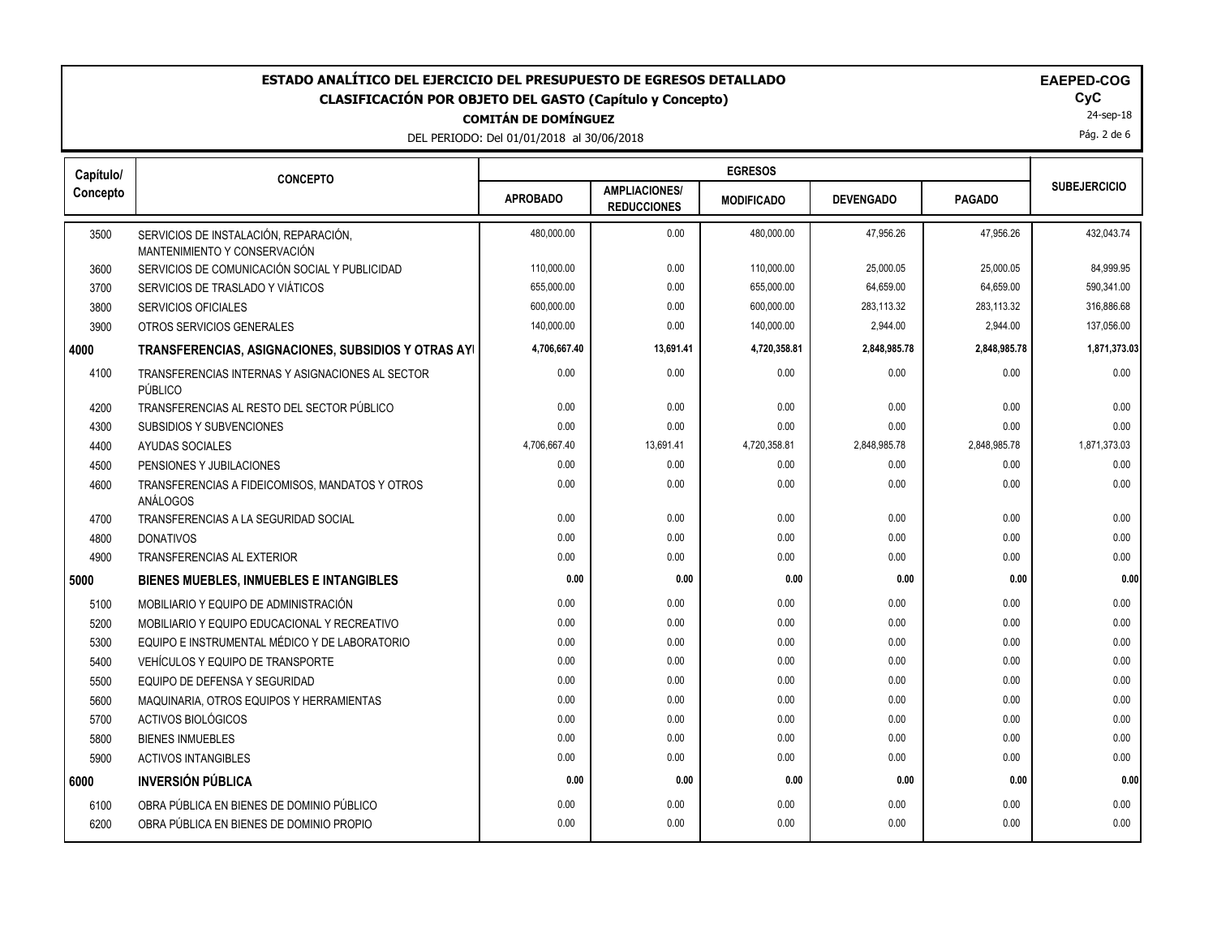# ESTADO ANALÍTICO DEL EJERCICIO DEL PRESUPUESTO DE EGRESOS DETALLADO

## CLASIFICACIÓN POR OBJETO DEL GASTO (Capítulo y Concepto)

**COMITÁN DE DOMÍNGUEZ**

DEL PERIODO: Del 01/01/2018 al 30/06/2018

**EAPED-COG**
**CyC**
24-sep-18

| Capítulo/ Concepto | CONCEPTO | EGRESOS | | | | | SUBEJERCICIO |
|---|---|---|---|---|---|---|---|
| | | APROBADO | AMPLIACIONES/ REDUCCIONES | MODIFICADO | DEVENGADO | PAGADO | |
| 3500 | SERVICIOS DE INSTALACIÓN, REPARACIÓN, MANTENIMIENTO Y CONSERVACIÓN | 480,000.00 | 0.00 | 480,000.00 | 47,956.26 | 47,956.26 | 432,043.74 |
| 3600 | SERVICIOS DE COMUNICACIÓN SOCIAL Y PUBLICIDAD | 110,000.00 | 0.00 | 110,000.00 | 25,000.05 | 25,000.05 | 84,999.95 |
| 3700 | SERVICIOS DE TRASLADO Y VIÁTICOS | 655,000.00 | 0.00 | 655,000.00 | 64,659.00 | 64,659.00 | 590,341.00 |
| 3800 | SERVICIOS OFICIALES | 600,000.00 | 0.00 | 600,000.00 | 283,113.32 | 283,113.32 | 316,886.68 |
| 3900 | OTROS SERVICIOS GENERALES | 140,000.00 | 0.00 | 140,000.00 | 2,944.00 | 2,944.00 | 137,056.00 |
| **4000** | **TRANSFERENCIAS, ASIGNACIONES, SUBSIDIOS Y OTRAS AY** | **4,706,667.40** | **13,691.41** | **4,720,358.81** | **2,848,985.78** | **2,848,985.78** | **1,871,373.03** |
| 4100 | TRANSFERENCIAS INTERNAS Y ASIGNACIONES AL SECTOR PÚBLICO | 0.00 | 0.00 | 0.00 | 0.00 | 0.00 | 0.00 |
| 4200 | TRANSFERENCIAS AL RESTO DEL SECTOR PÚBLICO | 0.00 | 0.00 | 0.00 | 0.00 | 0.00 | 0.00 |
| 4300 | SUBSIDIOS Y SUBVENCIONES | 0.00 | 0.00 | 0.00 | 0.00 | 0.00 | 0.00 |
| 4400 | AYUDAS SOCIALES | 4,706,667.40 | 13,691.41 | 4,720,358.81 | 2,848,985.78 | 2,848,985.78 | 1,871,373.03 |
| 4500 | PENSIONES Y JUBILACIONES | 0.00 | 0.00 | 0.00 | 0.00 | 0.00 | 0.00 |
| 4600 | TRANSFERENCIAS A FIDEICOMISOS, MANDATOS Y OTROS ANÁLOGOS | 0.00 | 0.00 | 0.00 | 0.00 | 0.00 | 0.00 |
| 4700 | TRANSFERENCIAS A LA SEGURIDAD SOCIAL | 0.00 | 0.00 | 0.00 | 0.00 | 0.00 | 0.00 |
| 4800 | DONATIVOS | 0.00 | 0.00 | 0.00 | 0.00 | 0.00 | 0.00 |
| 4900 | TRANSFERENCIAS AL EXTERIOR | 0.00 | 0.00 | 0.00 | 0.00 | 0.00 | 0.00 |
| **5000** | **BIENES MUEBLES, INMUEBLES E INTANGIBLES** | **0.00** | **0.00** | **0.00** | **0.00** | **0.00** | **0.00** |
| 5100 | MOBILIARIO Y EQUIPO DE ADMINISTRACIÓN | 0.00 | 0.00 | 0.00 | 0.00 | 0.00 | 0.00 |
| 5200 | MOBILIARIO Y EQUIPO EDUCACIONAL Y RECREATIVO | 0.00 | 0.00 | 0.00 | 0.00 | 0.00 | 0.00 |
| 5300 | EQUIPO E INSTRUMENTAL MÉDICO Y DE LABORATORIO | 0.00 | 0.00 | 0.00 | 0.00 | 0.00 | 0.00 |
| 5400 | VEHÍCULOS Y EQUIPO DE TRANSPORTE | 0.00 | 0.00 | 0.00 | 0.00 | 0.00 | 0.00 |
| 5500 | EQUIPO DE DEFENSA Y SEGURIDAD | 0.00 | 0.00 | 0.00 | 0.00 | 0.00 | 0.00 |
| 5600 | MAQUINARIA, OTROS EQUIPOS Y HERRAMIENTAS | 0.00 | 0.00 | 0.00 | 0.00 | 0.00 | 0.00 |
| 5700 | ACTIVOS BIOLÓGICOS | 0.00 | 0.00 | 0.00 | 0.00 | 0.00 | 0.00 |
| 5800 | BIENES INMUEBLES | 0.00 | 0.00 | 0.00 | 0.00 | 0.00 | 0.00 |
| 5900 | ACTIVOS INTANGIBLES | 0.00 | 0.00 | 0.00 | 0.00 | 0.00 | 0.00 |
| **6000** | **INVERSIÓN PÚBLICA** | **0.00** | **0.00** | **0.00** | **0.00** | **0.00** | **0.00** |
| 6100 | OBRA PÚBLICA EN BIENES DE DOMINIO PÚBLICO | 0.00 | 0.00 | 0.00 | 0.00 | 0.00 | 0.00 |
| 6200 | OBRA PÚBLICA EN BIENES DE DOMINIO PROPIO | 0.00 | 0.00 | 0.00 | 0.00 | 0.00 | 0.00 |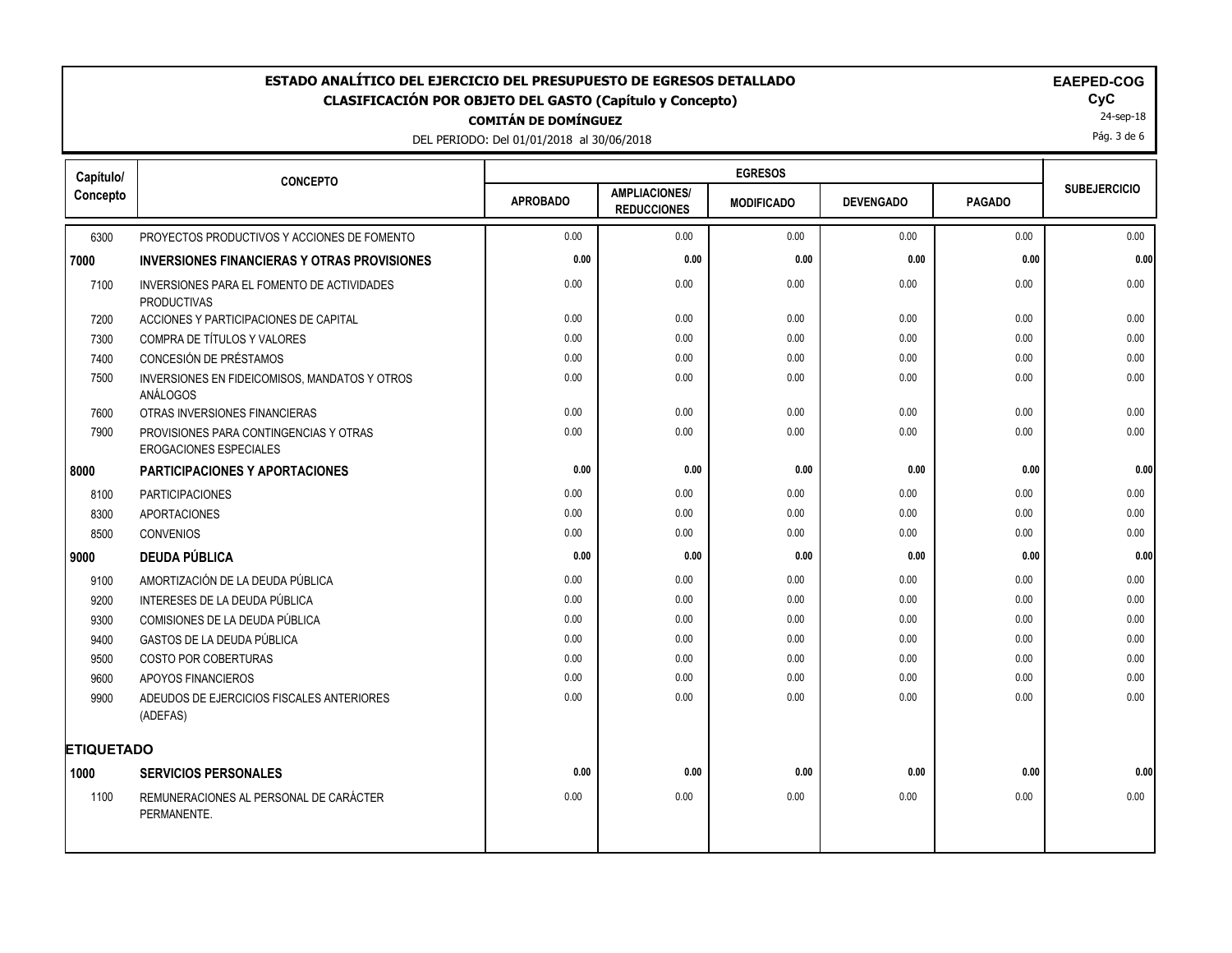# ESTADO ANALÍTICO DEL EJERCICIO DEL PRESUPUESTO DE EGRESOS DETALLADO

## CLASIFICACIÓN POR OBJETO DEL GASTO (Capítulo y Concepto)

**COMITÁN DE DOMÍNGUEZ**

DEL PERIODO: Del 01/01/2018 al 30/06/2018

**EAPED-COG**
**CyC**
24-sep-18

| Capítulo/ Concepto | CONCEPTO | EGRESOS | | | | | SUBEJERCICIO |
|---|---|---|---|---|---|---|---|
| | | APROBADO | AMPLIACIONES/ REDUCCIONES | MODIFICADO | DEVENGADO | PAGADO | |
| 6300 | PROYECTOS PRODUCTIVOS Y ACCIONES DE FOMENTO | 0.00 | 0.00 | 0.00 | 0.00 | 0.00 | 0.00 |
| **7000** | **INVERSIONES FINANCIERAS Y OTRAS PROVISIONES** | **0.00** | **0.00** | **0.00** | **0.00** | **0.00** | **0.00** |
| 7100 | INVERSIONES PARA EL FOMENTO DE ACTIVIDADES PRODUCTIVAS | 0.00 | 0.00 | 0.00 | 0.00 | 0.00 | 0.00 |
| 7200 | ACCIONES Y PARTICIPACIONES DE CAPITAL | 0.00 | 0.00 | 0.00 | 0.00 | 0.00 | 0.00 |
| 7300 | COMPRA DE TÍTULOS Y VALORES | 0.00 | 0.00 | 0.00 | 0.00 | 0.00 | 0.00 |
| 7400 | CONCESIÓN DE PRÉSTAMOS | 0.00 | 0.00 | 0.00 | 0.00 | 0.00 | 0.00 |
| 7500 | INVERSIONES EN FIDEICOMISOS, MANDATOS Y OTROS ANÁLOGOS | 0.00 | 0.00 | 0.00 | 0.00 | 0.00 | 0.00 |
| 7600 | OTRAS INVERSIONES FINANCIERAS | 0.00 | 0.00 | 0.00 | 0.00 | 0.00 | 0.00 |
| 7900 | PROVISIONES PARA CONTINGENCIAS Y OTRAS EROGACIONES ESPECIALES | 0.00 | 0.00 | 0.00 | 0.00 | 0.00 | 0.00 |
| **8000** | **PARTICIPACIONES Y APORTACIONES** | **0.00** | **0.00** | **0.00** | **0.00** | **0.00** | **0.00** |
| 8100 | PARTICIPACIONES | 0.00 | 0.00 | 0.00 | 0.00 | 0.00 | 0.00 |
| 8300 | APORTACIONES | 0.00 | 0.00 | 0.00 | 0.00 | 0.00 | 0.00 |
| 8500 | CONVENIOS | 0.00 | 0.00 | 0.00 | 0.00 | 0.00 | 0.00 |
| **9000** | **DEUDA PÚBLICA** | **0.00** | **0.00** | **0.00** | **0.00** | **0.00** | **0.00** |
| 9100 | AMORTIZACIÓN DE LA DEUDA PÚBLICA | 0.00 | 0.00 | 0.00 | 0.00 | 0.00 | 0.00 |
| 9200 | INTERESES DE LA DEUDA PÚBLICA | 0.00 | 0.00 | 0.00 | 0.00 | 0.00 | 0.00 |
| 9300 | COMISIONES DE LA DEUDA PÚBLICA | 0.00 | 0.00 | 0.00 | 0.00 | 0.00 | 0.00 |
| 9400 | GASTOS DE LA DEUDA PÚBLICA | 0.00 | 0.00 | 0.00 | 0.00 | 0.00 | 0.00 |
| 9500 | COSTO POR COBERTURAS | 0.00 | 0.00 | 0.00 | 0.00 | 0.00 | 0.00 |
| 9600 | APOYOS FINANCIEROS | 0.00 | 0.00 | 0.00 | 0.00 | 0.00 | 0.00 |
| 9900 | ADEUDOS DE EJERCICIOS FISCALES ANTERIORES (ADEFAS) | 0.00 | 0.00 | 0.00 | 0.00 | 0.00 | 0.00 |
| **ETIQUETADO** | | | | | | | |
| **1000** | **SERVICIOS PERSONALES** | **0.00** | **0.00** | **0.00** | **0.00** | **0.00** | **0.00** |
| 1100 | REMUNERACIONES AL PERSONAL DE CARÁCTER PERMANENTE. | 0.00 | 0.00 | 0.00 | 0.00 | 0.00 | 0.00 |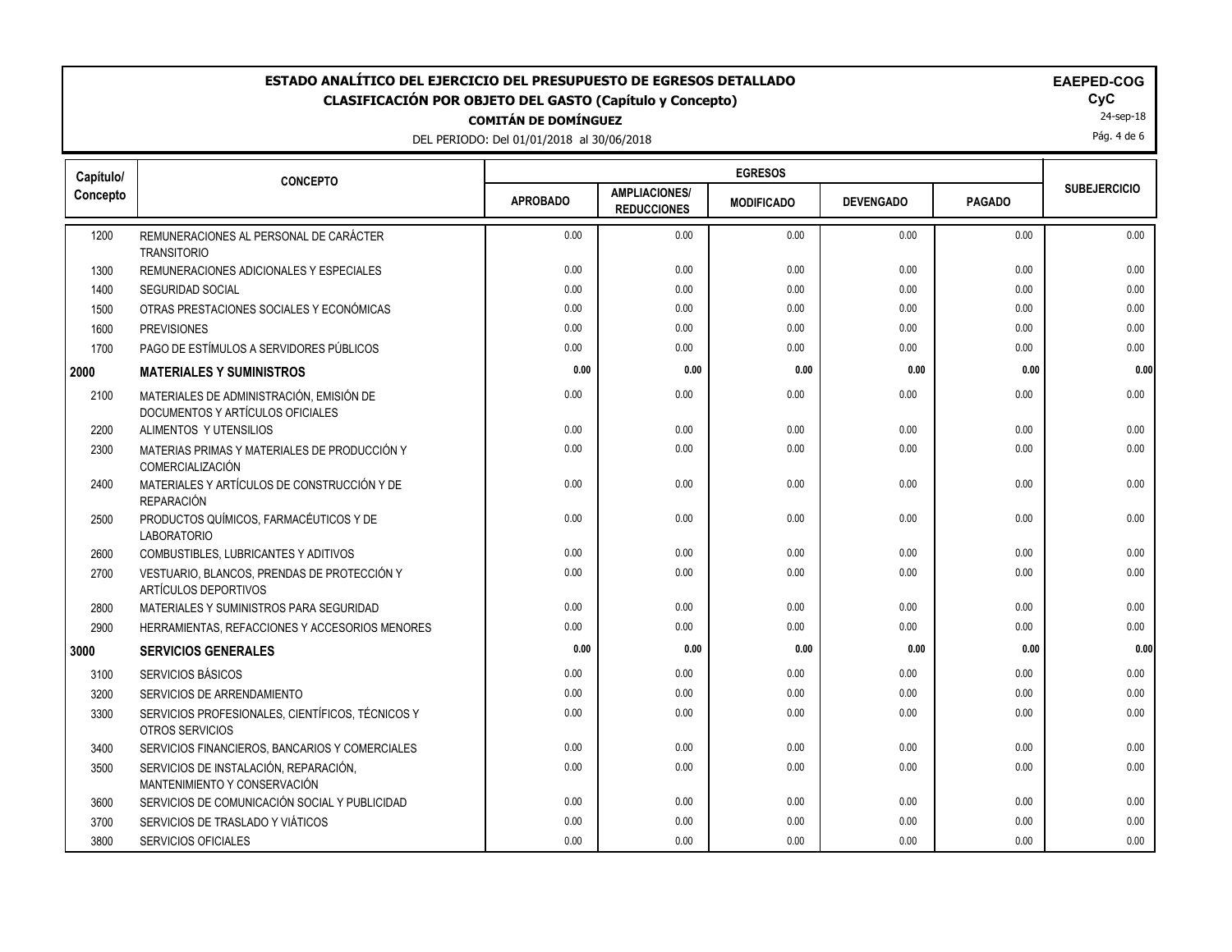# ESTADO ANALÍTICO DEL EJERCICIO DEL PRESUPUESTO DE EGRESOS DETALLADO

## CLASIFICACIÓN POR OBJETO DEL GASTO (Capítulo y Concepto)

**COMITÁN DE DOMÍNGUEZ**

DEL PERIODO: Del 01/01/2018 al 30/06/2018

**EAPED-COG**
**CyC**
24-sep-18

| Capítulo/ Concepto | CONCEPTO | EGRESOS | | | | | SUBEJERCICIO |
|---|---|---|---|---|---|---|---|
| | | APROBADO | AMPLIACIONES/ REDUCCIONES | MODIFICADO | DEVENGADO | PAGADO | |
| 1200 | REMUNERACIONES AL PERSONAL DE CARÁCTER TRANSITORIO | 0.00 | 0.00 | 0.00 | 0.00 | 0.00 | 0.00 |
| 1300 | REMUNERACIONES ADICIONALES Y ESPECIALES | 0.00 | 0.00 | 0.00 | 0.00 | 0.00 | 0.00 |
| 1400 | SEGURIDAD SOCIAL | 0.00 | 0.00 | 0.00 | 0.00 | 0.00 | 0.00 |
| 1500 | OTRAS PRESTACIONES SOCIALES Y ECONÓMICAS | 0.00 | 0.00 | 0.00 | 0.00 | 0.00 | 0.00 |
| 1600 | PREVISIONES | 0.00 | 0.00 | 0.00 | 0.00 | 0.00 | 0.00 |
| 1700 | PAGO DE ESTÍMULOS A SERVIDORES PÚBLICOS | 0.00 | 0.00 | 0.00 | 0.00 | 0.00 | 0.00 |
| **2000** | **MATERIALES Y SUMINISTROS** | **0.00** | **0.00** | **0.00** | **0.00** | **0.00** | **0.00** |
| 2100 | MATERIALES DE ADMINISTRACIÓN, EMISIÓN DE DOCUMENTOS Y ARTÍCULOS OFICIALES | 0.00 | 0.00 | 0.00 | 0.00 | 0.00 | 0.00 |
| 2200 | ALIMENTOS Y UTENSILIOS | 0.00 | 0.00 | 0.00 | 0.00 | 0.00 | 0.00 |
| 2300 | MATERIAS PRIMAS Y MATERIALES DE PRODUCCIÓN Y COMERCIALIZACIÓN | 0.00 | 0.00 | 0.00 | 0.00 | 0.00 | 0.00 |
| 2400 | MATERIALES Y ARTÍCULOS DE CONSTRUCCIÓN Y DE REPARACIÓN | 0.00 | 0.00 | 0.00 | 0.00 | 0.00 | 0.00 |
| 2500 | PRODUCTOS QUÍMICOS, FARMACÉUTICOS Y DE LABORATORIO | 0.00 | 0.00 | 0.00 | 0.00 | 0.00 | 0.00 |
| 2600 | COMBUSTIBLES, LUBRICANTES Y ADITIVOS | 0.00 | 0.00 | 0.00 | 0.00 | 0.00 | 0.00 |
| 2700 | VESTUARIO, BLANCOS, PRENDAS DE PROTECCIÓN Y ARTÍCULOS DEPORTIVOS | 0.00 | 0.00 | 0.00 | 0.00 | 0.00 | 0.00 |
| 2800 | MATERIALES Y SUMINISTROS PARA SEGURIDAD | 0.00 | 0.00 | 0.00 | 0.00 | 0.00 | 0.00 |
| 2900 | HERRAMIENTAS, REFACCIONES Y ACCESORIOS MENORES | 0.00 | 0.00 | 0.00 | 0.00 | 0.00 | 0.00 |
| **3000** | **SERVICIOS GENERALES** | **0.00** | **0.00** | **0.00** | **0.00** | **0.00** | **0.00** |
| 3100 | SERVICIOS BÁSICOS | 0.00 | 0.00 | 0.00 | 0.00 | 0.00 | 0.00 |
| 3200 | SERVICIOS DE ARRENDAMIENTO | 0.00 | 0.00 | 0.00 | 0.00 | 0.00 | 0.00 |
| 3300 | SERVICIOS PROFESIONALES, CIENTÍFICOS, TÉCNICOS Y OTROS SERVICIOS | 0.00 | 0.00 | 0.00 | 0.00 | 0.00 | 0.00 |
| 3400 | SERVICIOS FINANCIEROS, BANCARIOS Y COMERCIALES | 0.00 | 0.00 | 0.00 | 0.00 | 0.00 | 0.00 |
| 3500 | SERVICIOS DE INSTALACIÓN, REPARACIÓN, MANTENIMIENTO Y CONSERVACIÓN | 0.00 | 0.00 | 0.00 | 0.00 | 0.00 | 0.00 |
| 3600 | SERVICIOS DE COMUNICACIÓN SOCIAL Y PUBLICIDAD | 0.00 | 0.00 | 0.00 | 0.00 | 0.00 | 0.00 |
| 3700 | SERVICIOS DE TRASLADO Y VIÁTICOS | 0.00 | 0.00 | 0.00 | 0.00 | 0.00 | 0.00 |
| 3800 | SERVICIOS OFICIALES | 0.00 | 0.00 | 0.00 | 0.00 | 0.00 | 0.00 |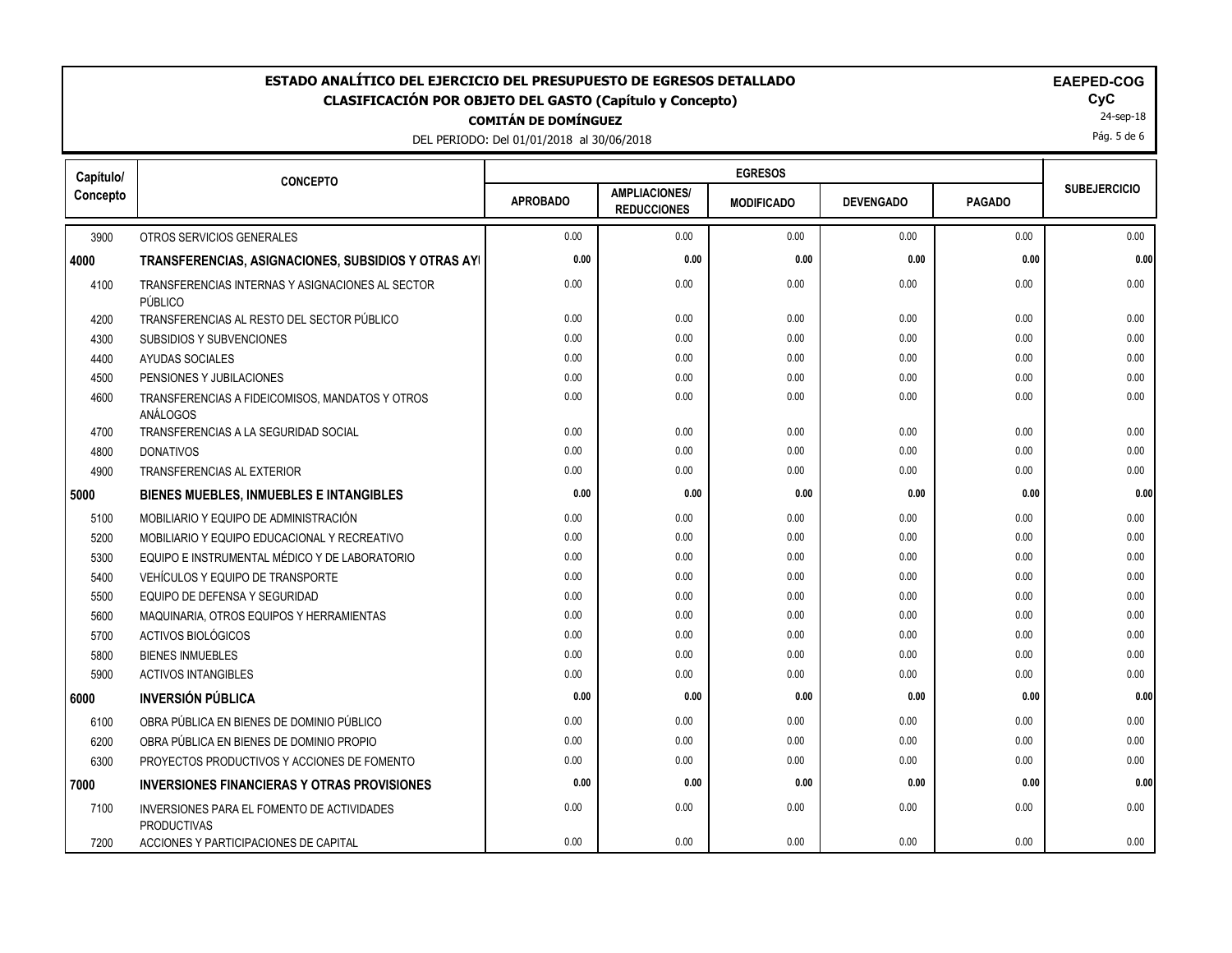# ESTADO ANALÍTICO DEL EJERCICIO DEL PRESUPUESTO DE EGRESOS DETALLADO

## CLASIFICACIÓN POR OBJETO DEL GASTO (Capítulo y Concepto)

**COMITÁN DE DOMÍNGUEZ**

DEL PERIODO: Del 01/01/2018 al 30/06/2018

**EAPED-COG**
**CyC**
24-sep-18

| Capítulo/ Concepto | CONCEPTO | EGRESOS | | | | | SUBEJERCICIO |
|---|---|---|---|---|---|---|---|
| | | APROBADO | AMPLIACIONES/ REDUCCIONES | MODIFICADO | DEVENGADO | PAGADO | |
| 3900 | OTROS SERVICIOS GENERALES | 0.00 | 0.00 | 0.00 | 0.00 | 0.00 | 0.00 |
| **4000** | **TRANSFERENCIAS, ASIGNACIONES, SUBSIDIOS Y OTRAS AYI** | **0.00** | **0.00** | **0.00** | **0.00** | **0.00** | **0.00** |
| 4100 | TRANSFERENCIAS INTERNAS Y ASIGNACIONES AL SECTOR PÚBLICO | 0.00 | 0.00 | 0.00 | 0.00 | 0.00 | 0.00 |
| 4200 | TRANSFERENCIAS AL RESTO DEL SECTOR PÚBLICO | 0.00 | 0.00 | 0.00 | 0.00 | 0.00 | 0.00 |
| 4300 | SUBSIDIOS Y SUBVENCIONES | 0.00 | 0.00 | 0.00 | 0.00 | 0.00 | 0.00 |
| 4400 | AYUDAS SOCIALES | 0.00 | 0.00 | 0.00 | 0.00 | 0.00 | 0.00 |
| 4500 | PENSIONES Y JUBILACIONES | 0.00 | 0.00 | 0.00 | 0.00 | 0.00 | 0.00 |
| 4600 | TRANSFERENCIAS A FIDEICOMISOS, MANDATOS Y OTROS ANÁLOGOS | 0.00 | 0.00 | 0.00 | 0.00 | 0.00 | 0.00 |
| 4700 | TRANSFERENCIAS A LA SEGURIDAD SOCIAL | 0.00 | 0.00 | 0.00 | 0.00 | 0.00 | 0.00 |
| 4800 | DONATIVOS | 0.00 | 0.00 | 0.00 | 0.00 | 0.00 | 0.00 |
| 4900 | TRANSFERENCIAS AL EXTERIOR | 0.00 | 0.00 | 0.00 | 0.00 | 0.00 | 0.00 |
| **5000** | **BIENES MUEBLES, INMUEBLES E INTANGIBLES** | **0.00** | **0.00** | **0.00** | **0.00** | **0.00** | **0.00** |
| 5100 | MOBILIARIO Y EQUIPO DE ADMINISTRACIÓN | 0.00 | 0.00 | 0.00 | 0.00 | 0.00 | 0.00 |
| 5200 | MOBILIARIO Y EQUIPO EDUCACIONAL Y RECREATIVO | 0.00 | 0.00 | 0.00 | 0.00 | 0.00 | 0.00 |
| 5300 | EQUIPO E INSTRUMENTAL MÉDICO Y DE LABORATORIO | 0.00 | 0.00 | 0.00 | 0.00 | 0.00 | 0.00 |
| 5400 | VEHÍCULOS Y EQUIPO DE TRANSPORTE | 0.00 | 0.00 | 0.00 | 0.00 | 0.00 | 0.00 |
| 5500 | EQUIPO DE DEFENSA Y SEGURIDAD | 0.00 | 0.00 | 0.00 | 0.00 | 0.00 | 0.00 |
| 5600 | MAQUINARIA, OTROS EQUIPOS Y HERRAMIENTAS | 0.00 | 0.00 | 0.00 | 0.00 | 0.00 | 0.00 |
| 5700 | ACTIVOS BIOLÓGICOS | 0.00 | 0.00 | 0.00 | 0.00 | 0.00 | 0.00 |
| 5800 | BIENES INMUEBLES | 0.00 | 0.00 | 0.00 | 0.00 | 0.00 | 0.00 |
| 5900 | ACTIVOS INTANGIBLES | 0.00 | 0.00 | 0.00 | 0.00 | 0.00 | 0.00 |
| **6000** | **INVERSIÓN PÚBLICA** | **0.00** | **0.00** | **0.00** | **0.00** | **0.00** | **0.00** |
| 6100 | OBRA PÚBLICA EN BIENES DE DOMINIO PÚBLICO | 0.00 | 0.00 | 0.00 | 0.00 | 0.00 | 0.00 |
| 6200 | OBRA PÚBLICA EN BIENES DE DOMINIO PROPIO | 0.00 | 0.00 | 0.00 | 0.00 | 0.00 | 0.00 |
| 6300 | PROYECTOS PRODUCTIVOS Y ACCIONES DE FOMENTO | 0.00 | 0.00 | 0.00 | 0.00 | 0.00 | 0.00 |
| **7000** | **INVERSIONES FINANCIERAS Y OTRAS PROVISIONES** | **0.00** | **0.00** | **0.00** | **0.00** | **0.00** | **0.00** |
| 7100 | INVERSIONES PARA EL FOMENTO DE ACTIVIDADES PRODUCTIVAS | 0.00 | 0.00 | 0.00 | 0.00 | 0.00 | 0.00 |
| 7200 | ACCIONES Y PARTICIPACIONES DE CAPITAL | 0.00 | 0.00 | 0.00 | 0.00 | 0.00 | 0.00 |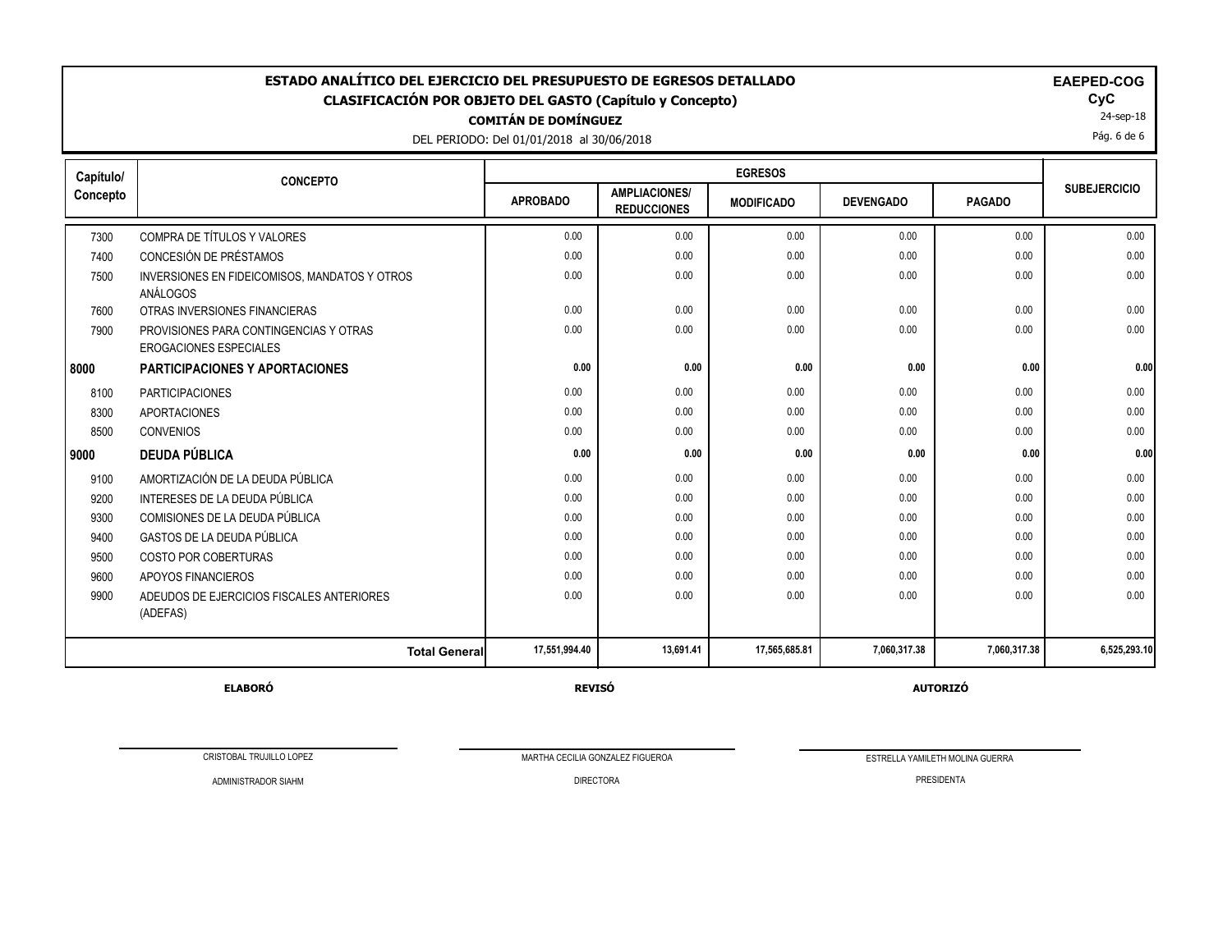# ESTADO ANALÍTICO DEL EJERCICIO DEL PRESUPUESTO DE EGRESOS DETALLADO

## CLASIFICACIÓN POR OBJETO DEL GASTO (Capítulo y Concepto)

**COMITÁN DE DOMÍNGUEZ**

DEL PERIODO: Del 01/01/2018 al 30/06/2018

**EAPED-COG**
**CyC**
24-sep-18

| Capítulo/ Concepto | CONCEPTO | EGRESOS | | | | | SUBEJERCICIO |
|---|---|---|---|---|---|---|---|
| | | APROBADO | AMPLIACIONES/ REDUCCIONES | MODIFICADO | DEVENGADO | PAGADO | |
| 7300 | COMPRA DE TÍTULOS Y VALORES | 0.00 | 0.00 | 0.00 | 0.00 | 0.00 | 0.00 |
| 7400 | CONCESIÓN DE PRÉSTAMOS | 0.00 | 0.00 | 0.00 | 0.00 | 0.00 | 0.00 |
| 7500 | INVERSIONES EN FIDEICOMISOS, MANDATOS Y OTROS ANÁLOGOS | 0.00 | 0.00 | 0.00 | 0.00 | 0.00 | 0.00 |
| 7600 | OTRAS INVERSIONES FINANCIERAS | 0.00 | 0.00 | 0.00 | 0.00 | 0.00 | 0.00 |
| 7900 | PROVISIONES PARA CONTINGENCIAS Y OTRAS EROGACIONES ESPECIALES | 0.00 | 0.00 | 0.00 | 0.00 | 0.00 | 0.00 |
| **8000** | **PARTICIPACIONES Y APORTACIONES** | **0.00** | **0.00** | **0.00** | **0.00** | **0.00** | **0.00** |
| 8100 | PARTICIPACIONES | 0.00 | 0.00 | 0.00 | 0.00 | 0.00 | 0.00 |
| 8300 | APORTACIONES | 0.00 | 0.00 | 0.00 | 0.00 | 0.00 | 0.00 |
| 8500 | CONVENIOS | 0.00 | 0.00 | 0.00 | 0.00 | 0.00 | 0.00 |
| **9000** | **DEUDA PÚBLICA** | **0.00** | **0.00** | **0.00** | **0.00** | **0.00** | **0.00** |
| 9100 | AMORTIZACIÓN DE LA DEUDA PÚBLICA | 0.00 | 0.00 | 0.00 | 0.00 | 0.00 | 0.00 |
| 9200 | INTERESES DE LA DEUDA PÚBLICA | 0.00 | 0.00 | 0.00 | 0.00 | 0.00 | 0.00 |
| 9300 | COMISIONES DE LA DEUDA PÚBLICA | 0.00 | 0.00 | 0.00 | 0.00 | 0.00 | 0.00 |
| 9400 | GASTOS DE LA DEUDA PÚBLICA | 0.00 | 0.00 | 0.00 | 0.00 | 0.00 | 0.00 |
| 9500 | COSTO POR COBERTURAS | 0.00 | 0.00 | 0.00 | 0.00 | 0.00 | 0.00 |
| 9600 | APOYOS FINANCIEROS | 0.00 | 0.00 | 0.00 | 0.00 | 0.00 | 0.00 |
| 9900 | ADEUDOS DE EJERCICIOS FISCALES ANTERIORES (ADEFAS) | 0.00 | 0.00 | 0.00 | 0.00 | 0.00 | 0.00 |
| | **Total General** | **17,551,994.40** | **13,691.41** | **17,565,685.81** | **7,060,317.38** | **7,060,317.38** | **6,525,293.10** |

| ELABORÓ | REVISÓ | AUTORIZÓ |
|---|---|---|
| CRISTOBAL TRUJILLO LOPEZ | MARTHA CECILIA GONZALEZ FIGUEROA | ESTRELLA YAMILETH MOLINA GUERRA |
| ADMINISTRADOR SIAHM | DIRECTORA | PRESIDENTA |